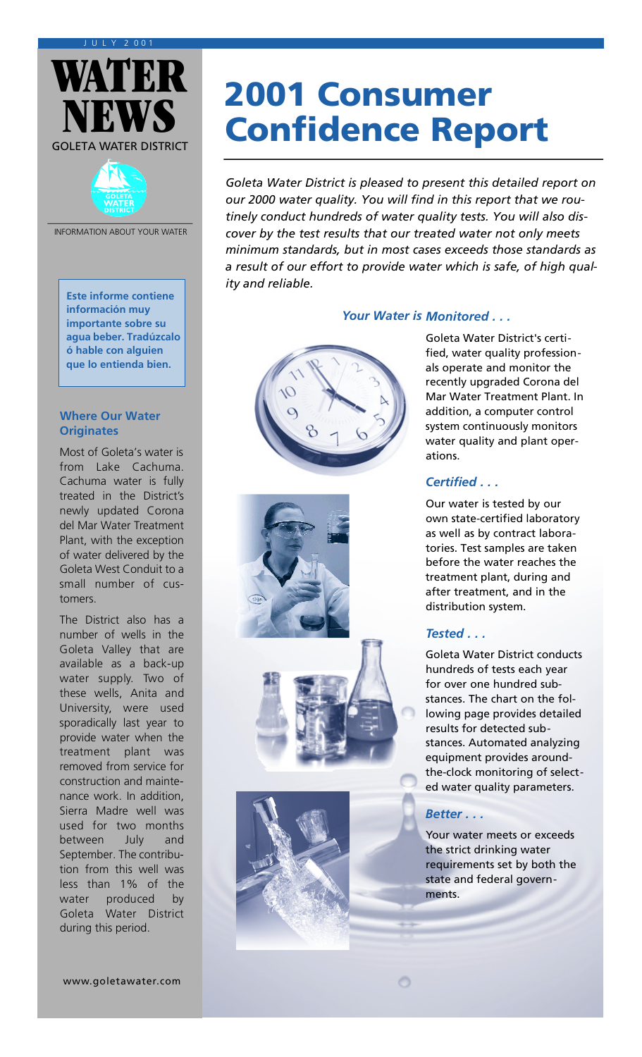JULY 2001

# WATER NEWS

GOLETA WATER DISTRICT

INFORMATION ABOUT YOUR WATER

**Este informe contiene información muy importante sobre su agua beber. Tradúzcalo ó hable con alguien que lo entienda bien.**

### Where Our Water Originates

Most of Goleta's water is from Lake Cachuma. Cachuma water is fully treated in the District's newly updated Corona del Mar Water Treatment Plant, with the exception of water delivered by the Goleta West Conduit to a small number of customers.

The District also has a number of wells in the Goleta Valley that are available as a back-up water supply. Two of these wells, Anita and University, were used sporadically last year to provide water when the treatment plant was removed from service for construction and maintenance work. In addition, Sierra Madre well was used for two months between July and September. The contribution from this well was less than 1% of the water produced by Goleta Water District during this period.

www.goletawater.com

# 2001 Consumer Confidence Report

*Goleta Water District is pleased to present this detailed report on our 2000 water quality. You will find in this report that we routinely conduct hundreds of water quality tests. You will also discover by the test results that our treated water not only meets minimum standards, but in most cases exceeds those standards as a result of our effort to provide water which is safe, of high quality and reliable.*

### *Your Water is Monitored . . .*

Goleta Water District's certified, water quality professionals operate and monitor the recently upgraded Corona del Mar Water Treatment Plant. In addition, a computer control system continuously monitors water quality and plant operations.

### *Certified . . .*

Our water is tested by our own state-certified laboratory as well as by contract laboratories. Test samples are taken before the water reaches the treatment plant, during and after treatment, and in the distribution system.

### *Tested . . .*

Goleta Water District conducts hundreds of tests each year for over one hundred substances. The chart on the following page provides detailed results for detected substances. Automated analyzing equipment provides around-the-clock monitoring of selected water quality parameters.

### *Better . . .*

Your water meets or exceeds the strict drinking water requirements set by both the state and federal governments.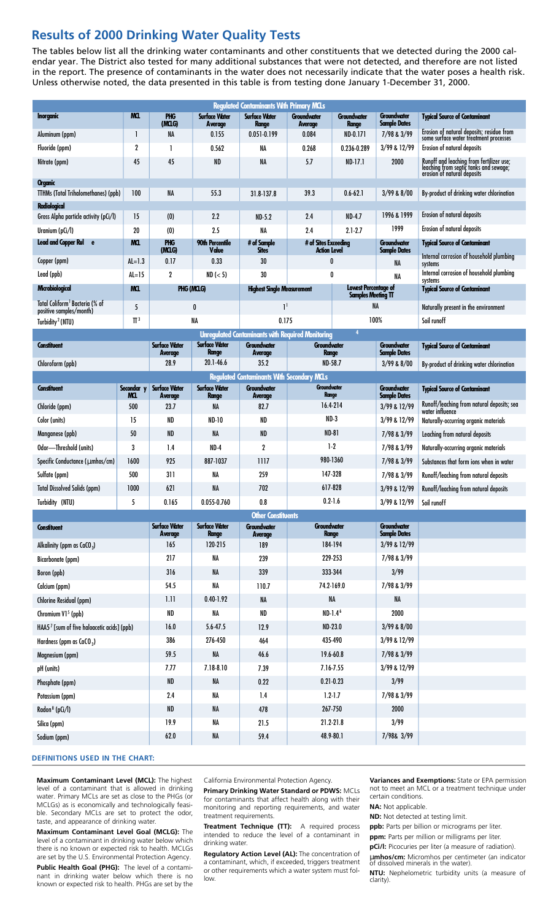## Results of 2000 Drinking Water Quality Tests

The tables below list all the drinking water contaminants and other constituents that we detected during the 2000 calendar year. The District also tested for many additional substances that were not detected, and therefore are not listed in the report. The presence of contaminants in the water does not necessarily indicate that the water poses a health risk. Unless otherwise noted, the data presented in this table is from testing done January 1-December 31, 2000.

| Regulated Contaminants With Primary MCLs | | | | | | | | |
|---|---|---|---|---|---|---|---|---|
| **Inorganic** | **MCL** | **PHG (MCLG)** | **Surface Water Average** | **Surface Water Range** | **Groundwater Average** | **Groundwater Range** | **Groundwater Sample Dates** | **Typical Source of Contaminant** |
| Aluminum (ppm) | 1 | NA | 0.155 | 0.051-0.199 | 0.084 | ND-0.171 | 7/98 & 3/99 | Erosion of natural deposits; residue from some surface water treatment processes |
| Fluoride (ppm) | 2 | 1 | 0.562 | NA | 0.268 | 0.236-0.289 | 3/99 & 12/99 | Erosion of natural deposits |
| Nitrate (ppm) | 45 | 45 | ND | NA | 5.7 | ND-17.1 | 2000 | Runoff and leaching from fertilizer use; leaching from septic tanks and sewage; erosion of natural deposits |
| **Organic** | | | | | | | | |
| TTHMs (Total Trihalomethanes) (ppb) | 100 | NA | 55.3 | 31.8-137.8 | 39.3 | 0.6-62.1 | 3/99 & 8/00 | By-product of drinking water chlorination |
| **Radiological** | | | | | | | | |
| Gross Alpha particle activity (pCi/l) | 15 | (0) | 2.2 | ND-5.2 | 2.4 | ND-4.7 | 1996 & 1999 | Erosion of natural deposits |
| Uranium (pCi/l) | 20 | (0) | 2.5 | NA | 2.4 | 2.1-2.7 | 1999 | Erosion of natural deposits |
| **Lead and Copper Rule** | **MCL** | **PHG (MCLG)** | **90th Percentile Value** | **# of Sample Sites** | **# of Sites Exceeding Action Level** | | **Groundwater Sample Dates** | **Typical Source of Contaminant** |
| Copper (ppm) | AL=1.3 | 0.17 | 0.33 | 30 | 0 | | NA | Internal corrosion of household plumbing systems |
| Lead (ppb) | AL=15 | 2 | ND (< 5) | 30 | 0 | | NA | Internal corrosion of household plumbing systems |
| **Microbiological** | **MCL** | **PHG (MCLG)** | | **Highest Single Measurement** | | **Lowest Percentage of Samples Meeting TT** | | **Typical Source of Contaminant** |
| Total Coliform[1] Bacteria (% of positive samples/month) | 5 | 0 | | 1[1] | | NA | | Naturally present in the environment |
| Turbidity[2] (NTU) | TT[3] | NA | | 0.175 | | 100% | | Soil runoff |

| Unregulated Contaminants with Required Monitoring[4] | | | | | | | |
|---|---|---|---|---|---|---|---|
| **Constituent** | | **Surface Water Average** | **Surface Water Range** | **Groundwater Average** | **Groundwater Range** | **Groundwater Sample Dates** | **Typical Source of Contaminant** |
| Chloroform (ppb) | | 28.9 | 20.1-46.6 | 35.2 | ND-58.7 | 3/99 & 8/00 | By-product of drinking water chlorination |

| Regulated Contaminants With Secondary MCLs | | | | | | | |
|---|---|---|---|---|---|---|---|
| **Constituent** | **Secondary MCL** | **Surface Water Average** | **Surface Water Range** | **Groundwater Average** | **Groundwater Range** | **Groundwater Sample Dates** | **Typical Source of Contaminant** |
| Chloride (ppm) | 500 | 23.7 | NA | 82.7 | 16.4-214 | 3/99 & 12/99 | Runoff/leaching from natural deposits; sea water influence |
| Color (units) | 15 | ND | ND-10 | ND | ND-3 | 3/99 & 12/99 | Naturally-occurring organic materials |
| Manganese (ppb) | 50 | ND | NA | ND | ND-81 | 7/98 & 3/99 | Leaching from natural deposits |
| Odor—Threshold (units) | 3 | 1.4 | ND-4 | 2 | 1-2 | 7/98 & 3/99 | Naturally-occurring organic materials |
| Specific Conductance (µmhos/cm) | 1600 | 925 | 887-1037 | 1117 | 980-1360 | 7/98 & 3/99 | Substances that form ions when in water |
| Sulfate (ppm) | 500 | 311 | NA | 259 | 147-328 | 7/98 & 3/99 | Runoff/leaching from natural deposits |
| Total Dissolved Solids (ppm) | 1000 | 621 | NA | 702 | 617-828 | 3/99 & 12/99 | Runoff/leaching from natural deposits |
| Turbidity (NTU) | 5 | 0.165 | 0.055-0.760 | 0.8 | 0.2-1.6 | 3/99 & 12/99 | Soil runoff |

| Other Constituents | | | | | |
|---|---|---|---|---|---|
| **Constituent** | **Surface Water Average** | **Surface Water Range** | **Groundwater Average** | **Groundwater Range** | **Groundwater Sample Dates** |
| Alkalinity (ppm as $CaCO_3$) | 165 | 120-215 | 189 | 184-194 | 3/99 & 12/99 |
| Bicarbonate (ppm) | 217 | NA | 239 | 229-253 | 7/98 & 3/99 |
| Boron (ppb) | 316 | NA | 339 | 333-344 | 3/99 |
| Calcium (ppm) | 54.5 | NA | 110.7 | 74.2-169.0 | 7/98 & 3/99 |
| Chlorine Residual (ppm) | 1.11 | 0.40-1.92 | NA | NA | NA |
| Chromium VI[5] (ppb) | ND | NA | ND | ND-1.4[6] | 2000 |
| HAA5[7] [sum of five haloacetic acids] (ppb) | 16.0 | 5.6-47.5 | 12.9 | ND-23.0 | 3/99 & 8/00 |
| Hardness (ppm as $CaCO_3$) | 386 | 276-450 | 464 | 435-490 | 3/99 & 12/99 |
| Magnesium (ppm) | 59.5 | NA | 46.6 | 19.6-60.8 | 7/98 & 3/99 |
| pH (units) | 7.77 | 7.18-8.10 | 7.39 | 7.16-7.55 | 3/99 & 12/99 |
| Phosphate (ppm) | ND | NA | 0.22 | 0.21-0.23 | 3/99 |
| Potassium (ppm) | 2.4 | NA | 1.4 | 1.2-1.7 | 7/98 & 3/99 |
| Radon[8] (pCi/l) | ND | NA | 478 | 267-750 | 2000 |
| Silica (ppm) | 19.9 | NA | 21.5 | 21.2-21.8 | 3/99 |
| Sodium (ppm) | 62.0 | NA | 59.4 | 48.9-80.1 | 7/98& 3/99 |

#### DEFINITIONS USED IN THE CHART:

**Maximum Contaminant Level (MCL):** The highest level of a contaminant that is allowed in drinking water. Primary MCLs are set as close to the PHGs (or MCLGs) as is economically and technologically feasible. Secondary MCLs are set to protect the odor, taste, and appearance of drinking water.

**Maximum Contaminant Level Goal (MCLG):** The level of a contaminant in drinking water below which there is no known or expected risk to health. MCLGs are set by the U.S. Environmental Protection Agency.

**Public Health Goal (PHG):** The level of a contaminant in drinking water below which there is no known or expected risk to health. PHGs are set by the California Environmental Protection Agency.

**Primary Drinking Water Standard or PDWS:** MCLs for contaminants that affect health along with their monitoring and reporting requirements, and water treatment requirements.

**Treatment Technique (TT):** A required process intended to reduce the level of a contaminant in drinking water.

**Regulatory Action Level (AL):** The concentration of a contaminant, which, if exceeded, triggers treatment or other requirements which a water system must follow.

**Variances and Exemptions:** State or EPA permission not to meet an MCL or a treatment technique under certain conditions.

**NA:** Not applicable.

**ND:** Not detected at testing limit.

**ppb:** Parts per billion or micrograms per liter.

**ppm:** Parts per million or milligrams per liter.

**pCi/l:** Picocuries per liter (a measure of radiation).

**µmhos/cm:** Micromhos per centimeter (an indicator of dissolved minerals in the water).

**NTU:** Nephelometric turbidity units (a measure of clarity).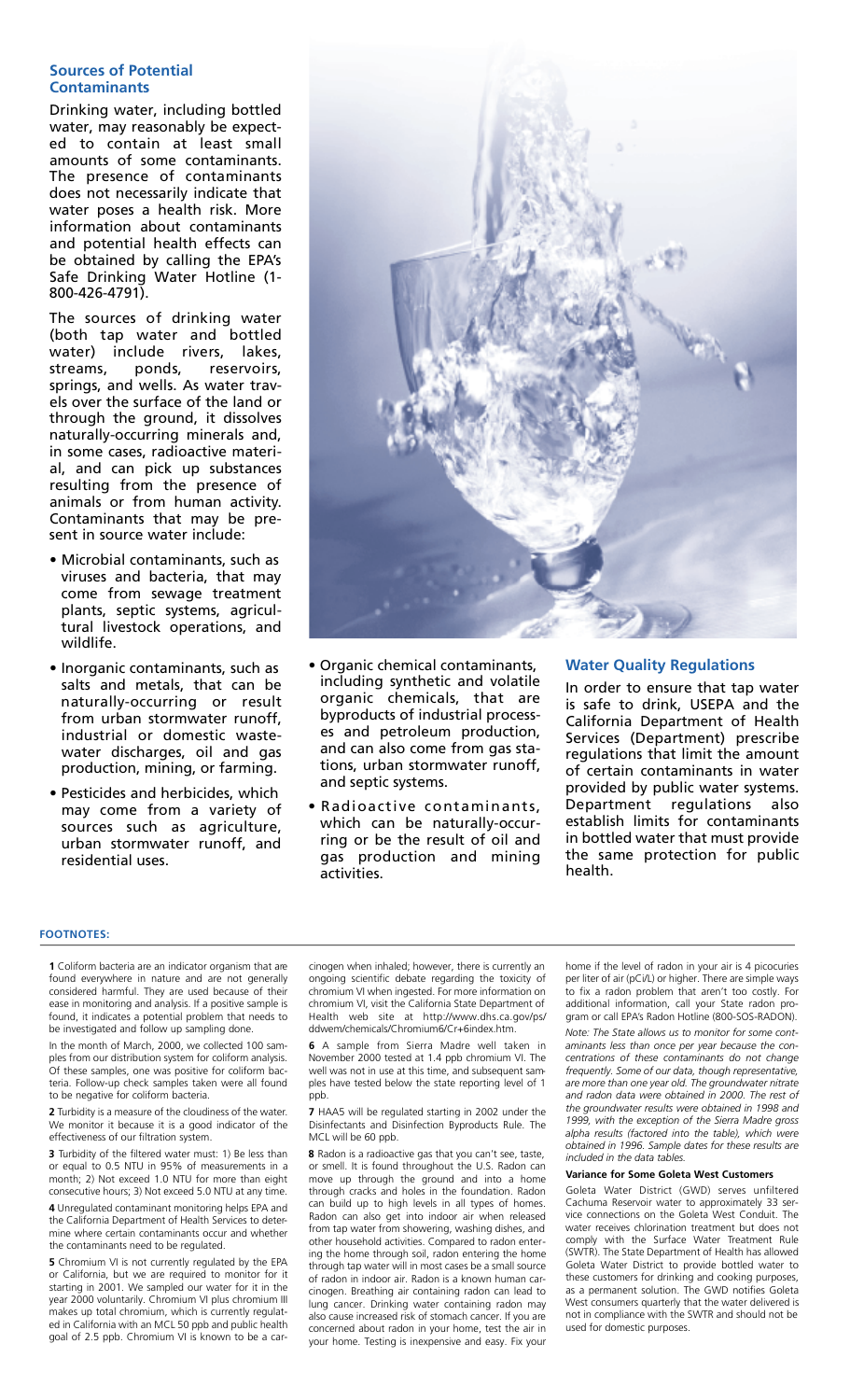## Sources of Potential Contaminants

Drinking water, including bottled water, may reasonably be expected to contain at least small amounts of some contaminants. The presence of contaminants does not necessarily indicate that water poses a health risk. More information about contaminants and potential health effects can be obtained by calling the EPA's Safe Drinking Water Hotline (1-800-426-4791).

The sources of drinking water (both tap water and bottled water) include rivers, lakes, streams, ponds, reservoirs, springs, and wells. As water travels over the surface of the land or through the ground, it dissolves naturally-occurring minerals and, in some cases, radioactive material, and can pick up substances resulting from the presence of animals or from human activity. Contaminants that may be present in source water include:

- Microbial contaminants, such as viruses and bacteria, that may come from sewage treatment plants, septic systems, agricultural livestock operations, and wildlife.
- Inorganic contaminants, such as salts and metals, that can be naturally-occurring or result from urban stormwater runoff, industrial or domestic wastewater discharges, oil and gas production, mining, or farming.
- Pesticides and herbicides, which may come from a variety of sources such as agriculture, urban stormwater runoff, and residential uses.
- Organic chemical contaminants, including synthetic and volatile organic chemicals, that are byproducts of industrial processes and petroleum production, and can also come from gas stations, urban stormwater runoff, and septic systems.
- Radioactive contaminants, which can be naturally-occurring or be the result of oil and gas production and mining activities.

## Water Quality Regulations

In order to ensure that tap water is safe to drink, USEPA and the California Department of Health Services (Department) prescribe regulations that limit the amount of certain contaminants in water provided by public water systems. Department regulations also establish limits for contaminants in bottled water that must provide the same protection for public health.

### FOOTNOTES:

**1** Coliform bacteria are an indicator organism that are found everywhere in nature and are not generally considered harmful. They are used because of their ease in monitoring and analysis. If a positive sample is found, it indicates a potential problem that needs to be investigated and follow up sampling done.

In the month of March, 2000, we collected 100 samples from our distribution system for coliform analysis. Of these samples, one was positive for coliform bacteria. Follow-up check samples taken were all found to be negative for coliform bacteria.

**2** Turbidity is a measure of the cloudiness of the water. We monitor it because it is a good indicator of the effectiveness of our filtration system.

**3** Turbidity of the filtered water must: 1) Be less than or equal to 0.5 NTU in 95% of measurements in a month; 2) Not exceed 1.0 NTU for more than eight consecutive hours; 3) Not exceed 5.0 NTU at any time.

**4** Unregulated contaminant monitoring helps EPA and the California Department of Health Services to determine where certain contaminants occur and whether the contaminants need to be regulated.

**5** Chromium VI is not currently regulated by the EPA or California, but we are required to monitor for it starting in 2001. We sampled our water for it in the year 2000 voluntarily. Chromium VI plus chromium III makes up total chromium, which is currently regulated in California with an MCL 50 ppb and public health goal of 2.5 ppb. Chromium VI is known to be a carcinogen when inhaled; however, there is currently an ongoing scientific debate regarding the toxicity of chromium VI when ingested. For more information on chromium VI, visit the California State Department of Health web site at http://www.dhs.ca.gov/ps/ddwem/chemicals/Chromium6/Cr+6index.htm.

**6** A sample from Sierra Madre well taken in November 2000 tested at 1.4 ppb chromium VI. The well was not in use at this time, and subsequent samples have tested below the state reporting level of 1 ppb.

**7** HAA5 will be regulated starting in 2002 under the Disinfectants and Disinfection Byproducts Rule. The MCL will be 60 ppb.

**8** Radon is a radioactive gas that you can't see, taste, or smell. It is found throughout the U.S. Radon can move up through the ground and into a home through cracks and holes in the foundation. Radon can build up to high levels in all types of homes. Radon can also get into indoor air when released from tap water from showering, washing dishes, and other household activities. Compared to radon entering the home through soil, radon entering the home through tap water will in most cases be a small source of radon in indoor air. Radon is a known human carcinogen. Breathing air containing radon can lead to lung cancer. Drinking water containing radon may also cause increased risk of stomach cancer. If you are concerned about radon in your home, test the air in your home. Testing is inexpensive and easy. Fix your home if the level of radon in your air is 4 picocuries per liter of air (pCi/L) or higher. There are simple ways to fix a radon problem that aren't too costly. For additional information, call your State radon program or call EPA's Radon Hotline (800-SOS-RADON).

*Note: The State allows us to monitor for some contaminants less than once per year because the concentrations of these contaminants do not change frequently. Some of our data, though representative, are more than one year old. The groundwater nitrate and radon data were obtained in 2000. The rest of the groundwater results were obtained in 1998 and 1999, with the exception of the Sierra Madre gross alpha results (factored into the table), which were obtained in 1996. Sample dates for these results are included in the data tables.*

#### Variance for Some Goleta West Customers

Goleta Water District (GWD) serves unfiltered Cachuma Reservoir water to approximately 33 service connections on the Goleta West Conduit. The water receives chlorination treatment but does not comply with the Surface Water Treatment Rule (SWTR). The State Department of Health has allowed Goleta Water District to provide bottled water to these customers for drinking and cooking purposes, as a permanent solution. The GWD notifies Goleta West consumers quarterly that the water delivered is not in compliance with the SWTR and should not be used for domestic purposes.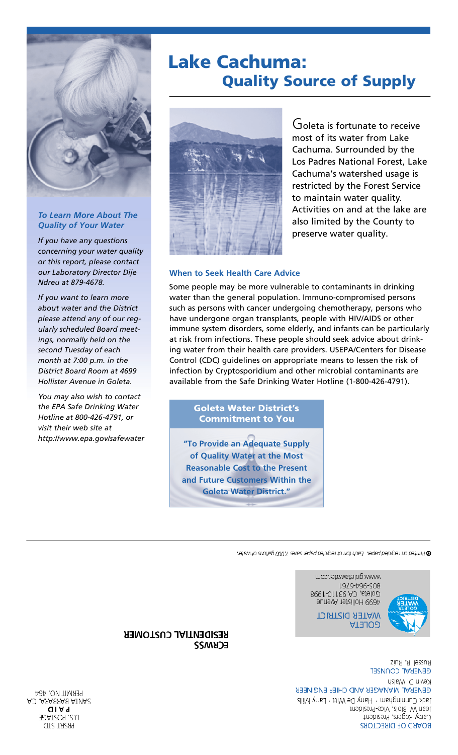# Lake Cachuma: Quality Source of Supply

Goleta is fortunate to receive most of its water from Lake Cachuma. Surrounded by the Los Padres National Forest, Lake Cachuma's watershed usage is restricted by the Forest Service to maintain water quality. Activities on and at the lake are also limited by the County to preserve water quality.

### When to Seek Health Care Advice

Some people may be more vulnerable to contaminants in drinking water than the general population. Immuno-compromised persons such as persons with cancer undergoing chemotherapy, persons who have undergone organ transplants, people with HIV/AIDS or other immune system disorders, some elderly, and infants can be particularly at risk from infections. These people should seek advice about drinking water from their health care providers. USEPA/Centers for Disease Control (CDC) guidelines on appropriate means to lessen the risk of infection by Cryptosporidium and other microbial contaminants are available from the Safe Drinking Water Hotline (1-800-426-4791).

### Goleta Water District's Commitment to You

**"To Provide an Adequate Supply of Quality Water at the Most Reasonable Cost to the Present and Future Customers Within the Goleta Water District."**

### *To Learn More About The Quality of Your Water*

*If you have any questions concerning your water quality or this report, please contact our Laboratory Director Dije Ndreu at 879-4678.*

*If you want to learn more about water and the District please attend any of our regularly scheduled Board meetings, normally held on the second Tuesday of each month at 7:00 p.m. in the District Board Room at 4699 Hollister Avenue in Goleta.*

*You may also wish to contact the EPA Safe Drinking Water Hotline at 800-426-4791, or visit their web site at http://www.epa.gov/safewater*

*Printed on recycled paper. Each ton of recycled paper saves 7,000 gallons of water.*

GOLETA WATER DISTRICT
4699 Hollister Avenue
Goleta, CA 93110-1998
805-964-6761
www.goletawater.com

BOARD OF DIRECTORS
Carey Rogers, President
Jean W. Blois, Vice-President
Jack Cunningham · Harry De Witt · Larry Mills

GENERAL MANAGER AND CHIEF ENGINEER
Kevin D. Walsh

GENERAL COUNSEL
Russell R. Ruiz

**ECRWSS**
**RESIDENTIAL CUSTOMER**

PRSRT STD
U.S. POSTAGE
**PAID**
SANTA BARBARA, CA
PERMIT NO. 464